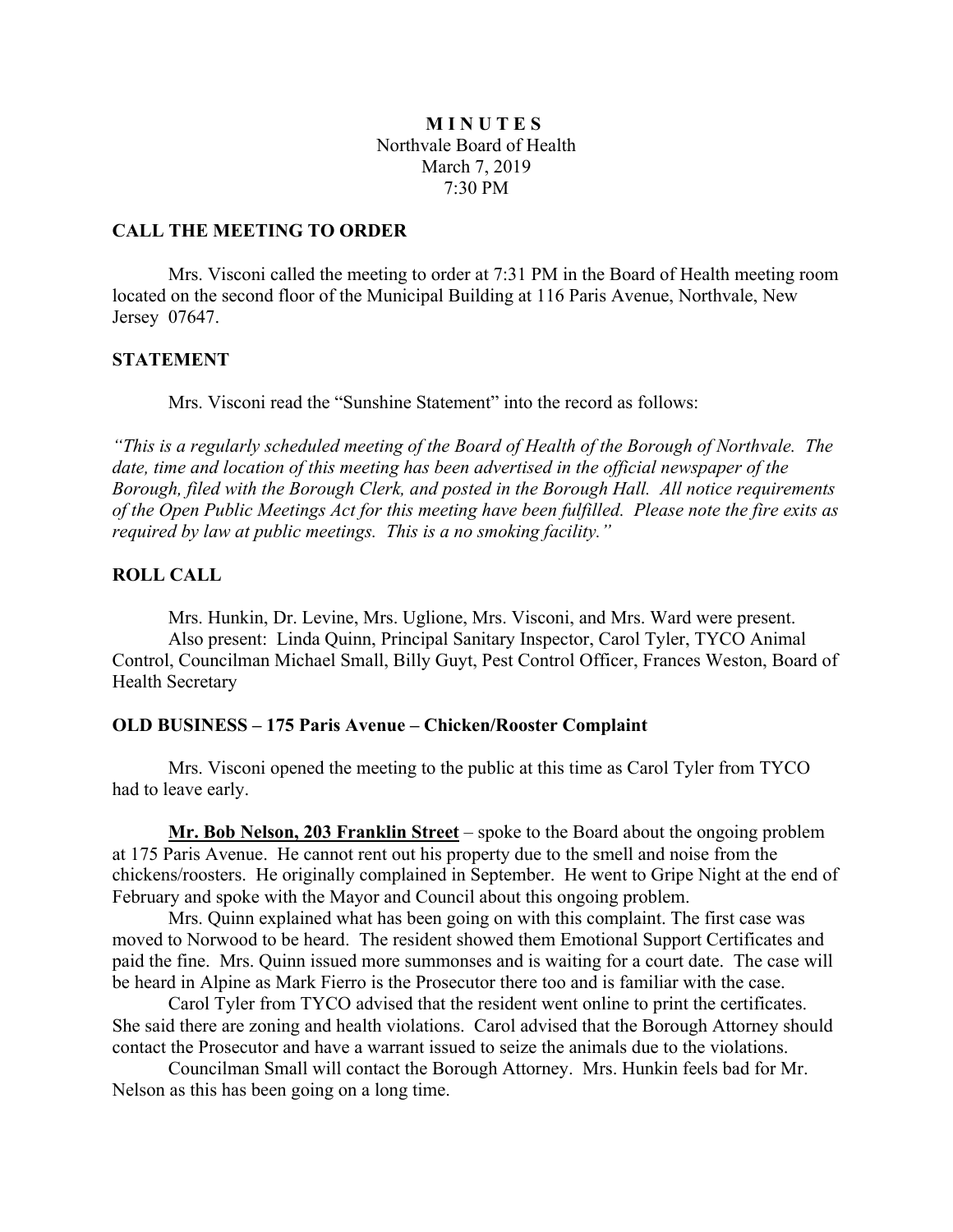# MINUTES

Northvale Board of Health
March 7, 2019
7:30 PM

## CALL THE MEETING TO ORDER

Mrs. Visconi called the meeting to order at 7:31 PM in the Board of Health meeting room located on the second floor of the Municipal Building at 116 Paris Avenue, Northvale, New Jersey 07647.

## STATEMENT

Mrs. Visconi read the "Sunshine Statement" into the record as follows:

*"This is a regularly scheduled meeting of the Board of Health of the Borough of Northvale. The date, time and location of this meeting has been advertised in the official newspaper of the Borough, filed with the Borough Clerk, and posted in the Borough Hall. All notice requirements of the Open Public Meetings Act for this meeting have been fulfilled. Please note the fire exits as required by law at public meetings. This is a no smoking facility."*

## ROLL CALL

Mrs. Hunkin, Dr. Levine, Mrs. Uglione, Mrs. Visconi, and Mrs. Ward were present.

Also present: Linda Quinn, Principal Sanitary Inspector, Carol Tyler, TYCO Animal Control, Councilman Michael Small, Billy Guyt, Pest Control Officer, Frances Weston, Board of Health Secretary

## OLD BUSINESS – 175 Paris Avenue – Chicken/Rooster Complaint

Mrs. Visconi opened the meeting to the public at this time as Carol Tyler from TYCO had to leave early.

**Mr. Bob Nelson, 203 Franklin Street** – spoke to the Board about the ongoing problem at 175 Paris Avenue. He cannot rent out his property due to the smell and noise from the chickens/roosters. He originally complained in September. He went to Gripe Night at the end of February and spoke with the Mayor and Council about this ongoing problem.

Mrs. Quinn explained what has been going on with this complaint. The first case was moved to Norwood to be heard. The resident showed them Emotional Support Certificates and paid the fine. Mrs. Quinn issued more summonses and is waiting for a court date. The case will be heard in Alpine as Mark Fierro is the Prosecutor there too and is familiar with the case.

Carol Tyler from TYCO advised that the resident went online to print the certificates. She said there are zoning and health violations. Carol advised that the Borough Attorney should contact the Prosecutor and have a warrant issued to seize the animals due to the violations.

Councilman Small will contact the Borough Attorney. Mrs. Hunkin feels bad for Mr. Nelson as this has been going on a long time.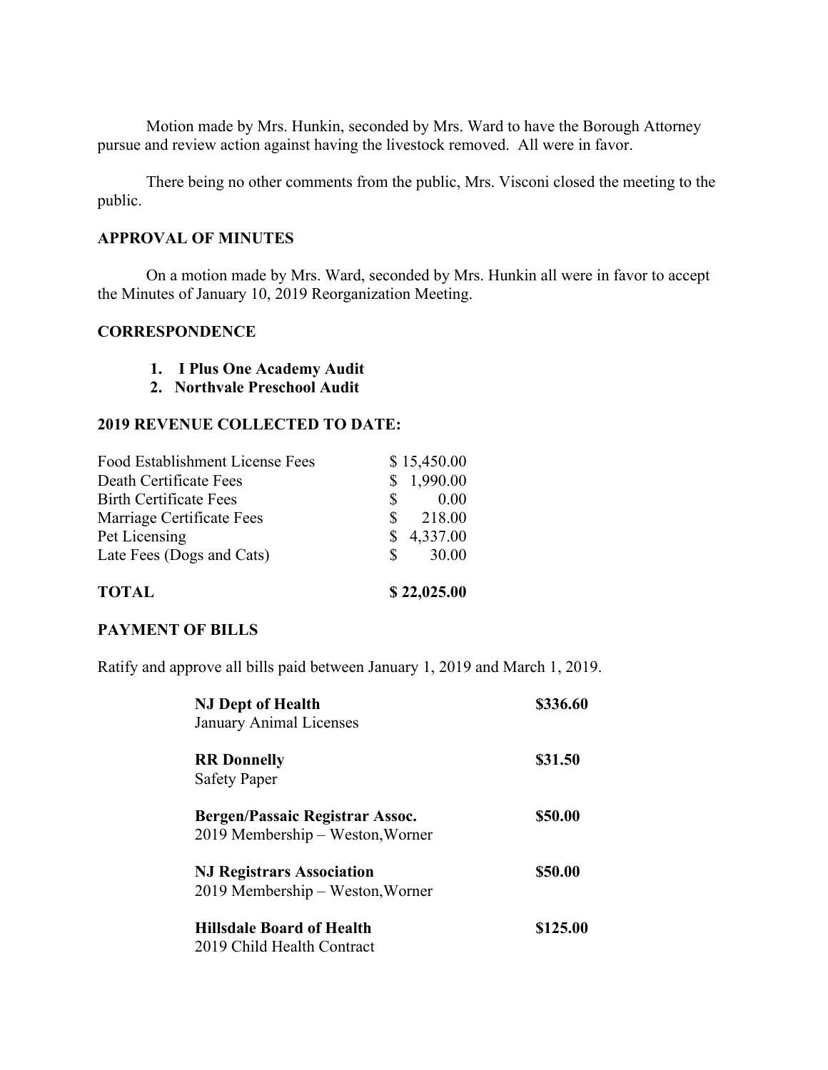Motion made by Mrs. Hunkin, seconded by Mrs. Ward to have the Borough Attorney pursue and review action against having the livestock removed. All were in favor.

There being no other comments from the public, Mrs. Visconi closed the meeting to the public.

**APPROVAL OF MINUTES**

On a motion made by Mrs. Ward, seconded by Mrs. Hunkin all were in favor to accept the Minutes of January 10, 2019 Reorganization Meeting.

**CORRESPONDENCE**

1. **I Plus One Academy Audit**
2. **Northvale Preschool Audit**

**2019 REVENUE COLLECTED TO DATE:**

| | |
|---|---|
| Food Establishment License Fees | $ 15,450.00 |
| Death Certificate Fees | $ 1,990.00 |
| Birth Certificate Fees | $ 0.00 |
| Marriage Certificate Fees | $ 218.00 |
| Pet Licensing | $ 4,337.00 |
| Late Fees (Dogs and Cats) | $ 30.00 |
| **TOTAL** | **$ 22,025.00** |

**PAYMENT OF BILLS**

Ratify and approve all bills paid between January 1, 2019 and March 1, 2019.

| | |
|---|---|
| **NJ Dept of Health**<br>January Animal Licenses | **$336.60** |
| **RR Donnelly**<br>Safety Paper | **$31.50** |
| **Bergen/Passaic Registrar Assoc.**<br>2019 Membership – Weston, Worner | **$50.00** |
| **NJ Registrars Association**<br>2019 Membership – Weston, Worner | **$50.00** |
| **Hillsdale Board of Health**<br>2019 Child Health Contract | **$125.00** |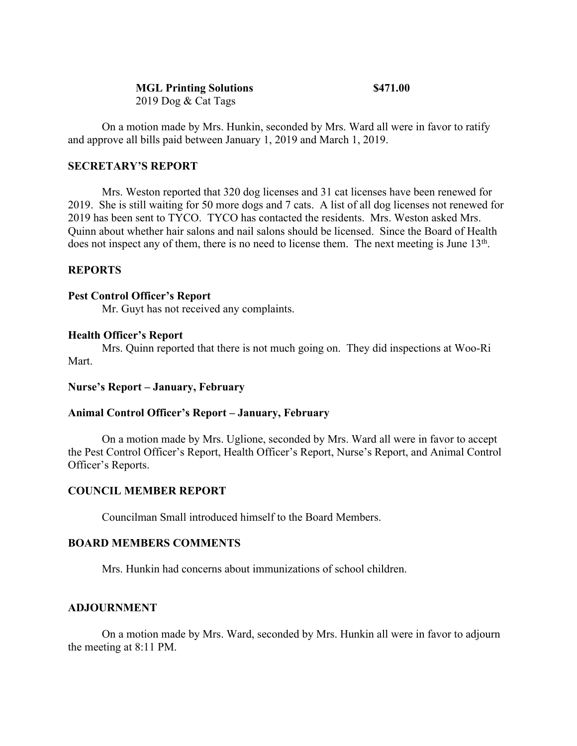**MGL Printing Solutions** **$471.00**
2019 Dog & Cat Tags

On a motion made by Mrs. Hunkin, seconded by Mrs. Ward all were in favor to ratify and approve all bills paid between January 1, 2019 and March 1, 2019.

## SECRETARY'S REPORT

Mrs. Weston reported that 320 dog licenses and 31 cat licenses have been renewed for 2019. She is still waiting for 50 more dogs and 7 cats. A list of all dog licenses not renewed for 2019 has been sent to TYCO. TYCO has contacted the residents. Mrs. Weston asked Mrs. Quinn about whether hair salons and nail salons should be licensed. Since the Board of Health does not inspect any of them, there is no need to license them. The next meeting is June 13th.

## REPORTS

### Pest Control Officer's Report

Mr. Guyt has not received any complaints.

### Health Officer's Report

Mrs. Quinn reported that there is not much going on. They did inspections at Woo-Ri Mart.

### Nurse's Report – January, February

### Animal Control Officer's Report – January, February

On a motion made by Mrs. Uglione, seconded by Mrs. Ward all were in favor to accept the Pest Control Officer's Report, Health Officer's Report, Nurse's Report, and Animal Control Officer's Reports.

## COUNCIL MEMBER REPORT

Councilman Small introduced himself to the Board Members.

## BOARD MEMBERS COMMENTS

Mrs. Hunkin had concerns about immunizations of school children.

## ADJOURNMENT

On a motion made by Mrs. Ward, seconded by Mrs. Hunkin all were in favor to adjourn the meeting at 8:11 PM.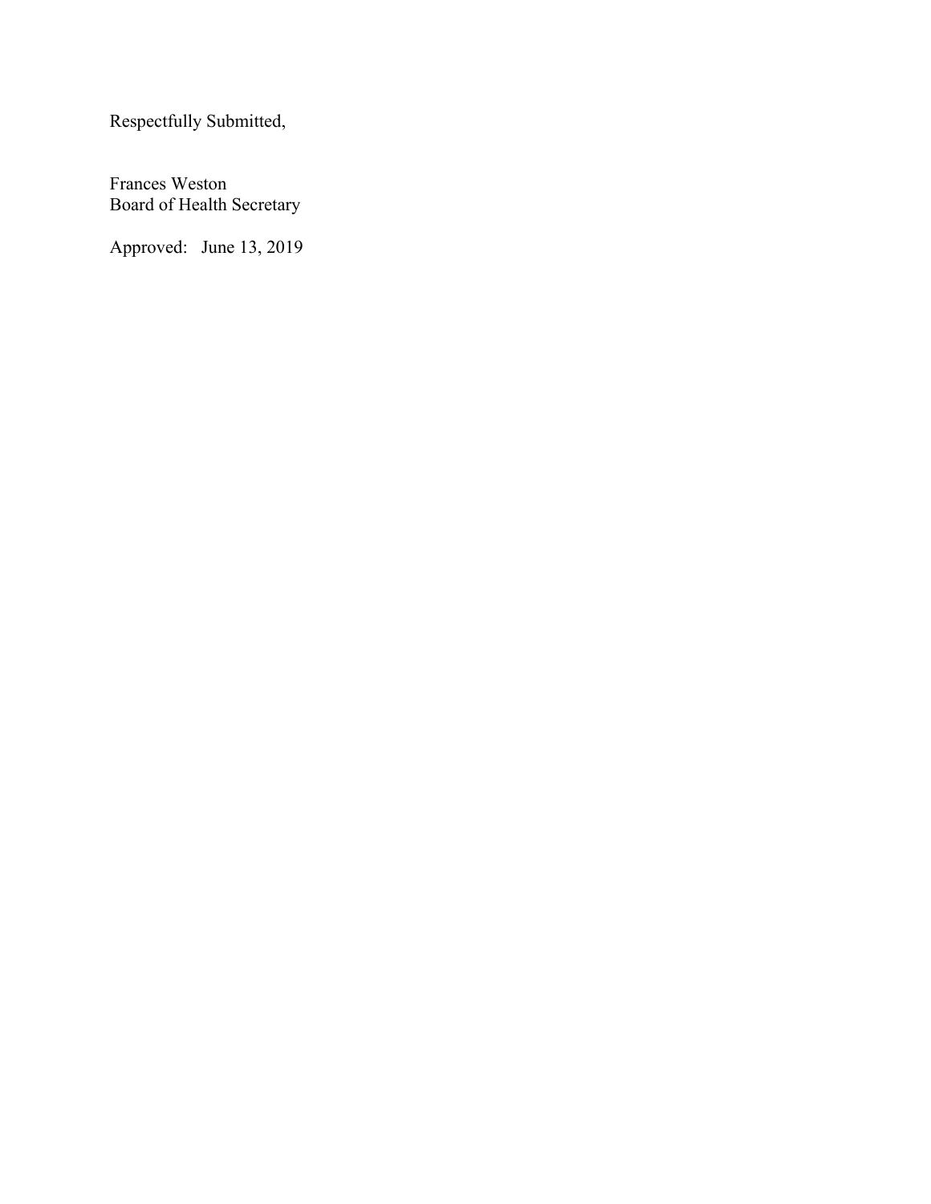Respectfully Submitted,

Frances Weston
Board of Health Secretary

Approved: June 13, 2019